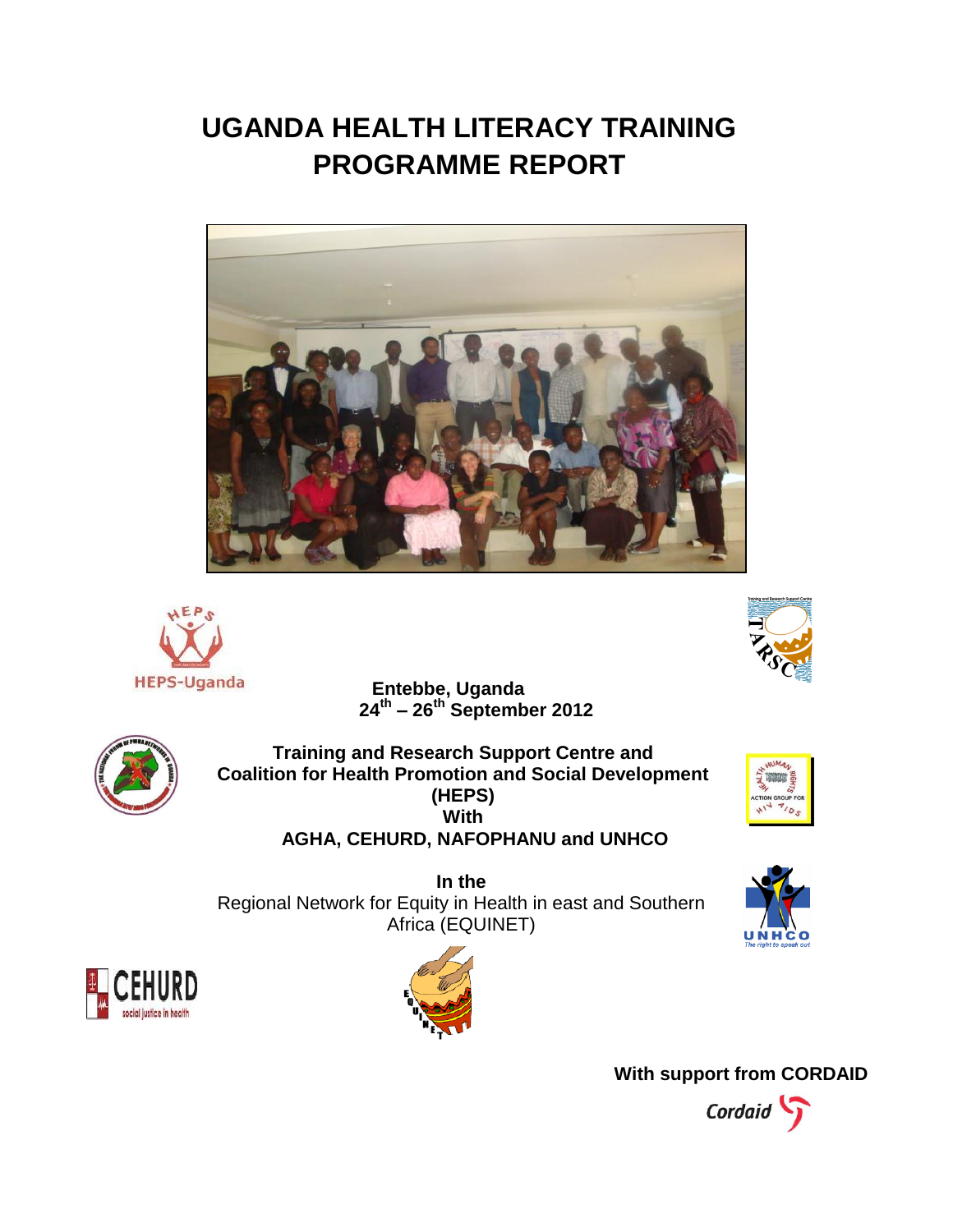# UGANDA HEALTH LITERACY TRAINING PROGRAMME REPORT

HEPS-Uganda

**Entebbe, Uganda**
**24th – 26th September 2012**

**Training and Research Support Centre and**
**Coalition for Health Promotion and Social Development (HEPS)**
**With**
**AGHA, CEHURD, NAFOPHANU and UNHCO**

**In the**
Regional Network for Equity in Health in east and Southern Africa (EQUINET)

**With support from CORDAID**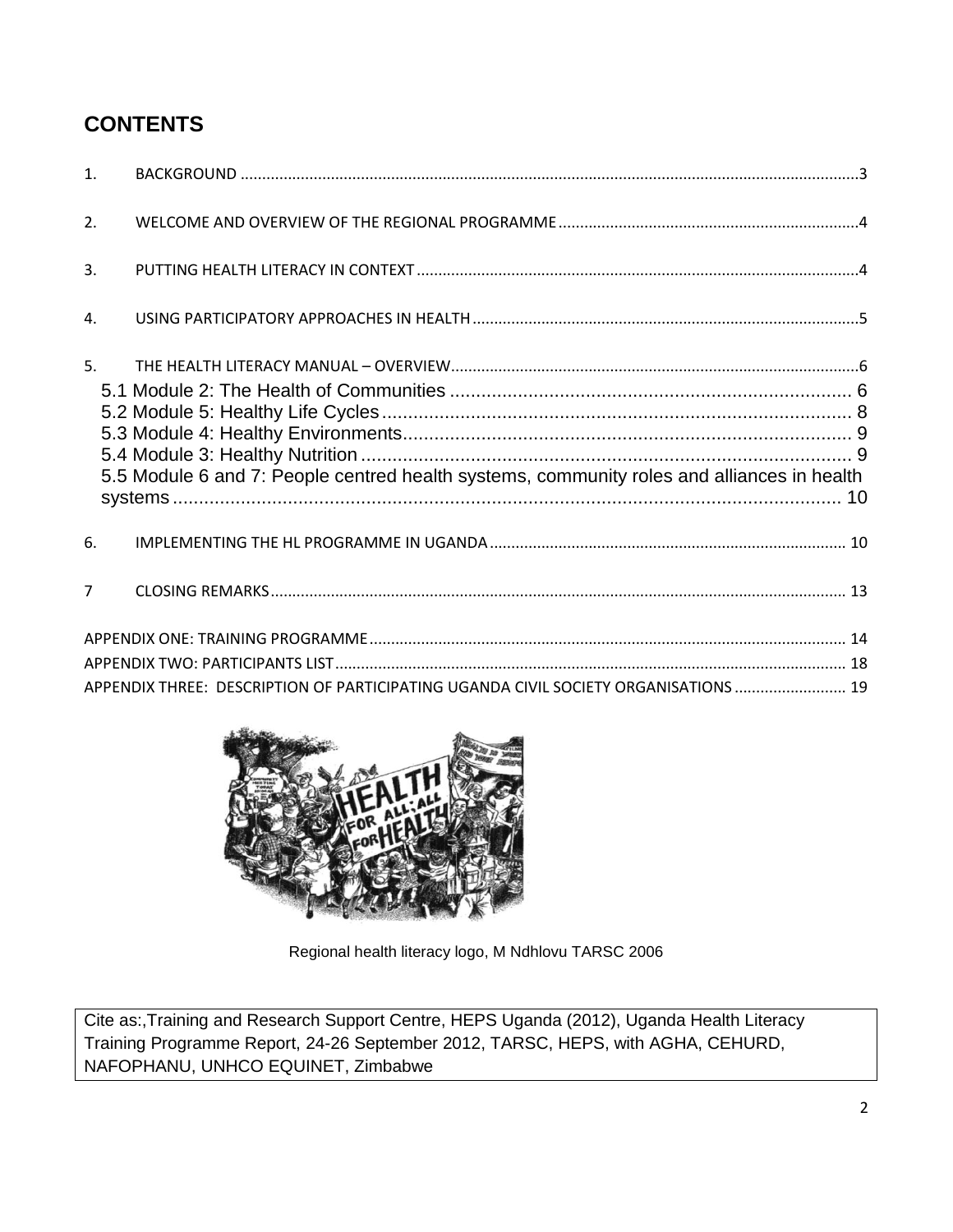## CONTENTS

1. BACKGROUND ....................................................................................................................................3
2. WELCOME AND OVERVIEW OF THE REGIONAL PROGRAMME ......................................................................4
3. PUTTING HEALTH LITERACY IN CONTEXT ...................................................................................................4
4. USING PARTICIPATORY APPROACHES IN HEALTH ........................................................................................5
5. THE HEALTH LITERACY MANUAL – OVERVIEW .............................................................................................6
   - 5.1 Module 2: The Health of Communities ............................................................................ 6
   - 5.2 Module 5: Healthy Life Cycles ........................................................................................ 8
   - 5.3 Module 4: Healthy Environments ..................................................................................... 9
   - 5.4 Module 3: Healthy Nutrition ............................................................................................ 9
   - 5.5 Module 6 and 7: People centred health systems, community roles and alliances in health systems .......................................................................................................................... 10
6. IMPLEMENTING THE HL PROGRAMME IN UGANDA ................................................................................... 10
7. CLOSING REMARKS ................................................................................................................................... 13

APPENDIX ONE: TRAINING PROGRAMME ....................................................................................................... 14
APPENDIX TWO: PARTICIPANTS LIST ............................................................................................................. 18
APPENDIX THREE: DESCRIPTION OF PARTICIPATING UGANDA CIVIL SOCIETY ORGANISATIONS .......................... 19

Regional health literacy logo, M Ndhlovu TARSC 2006

Cite as:,Training and Research Support Centre, HEPS Uganda (2012), Uganda Health Literacy Training Programme Report, 24-26 September 2012, TARSC, HEPS, with AGHA, CEHURD, NAFOPHANU, UNHCO EQUINET, Zimbabwe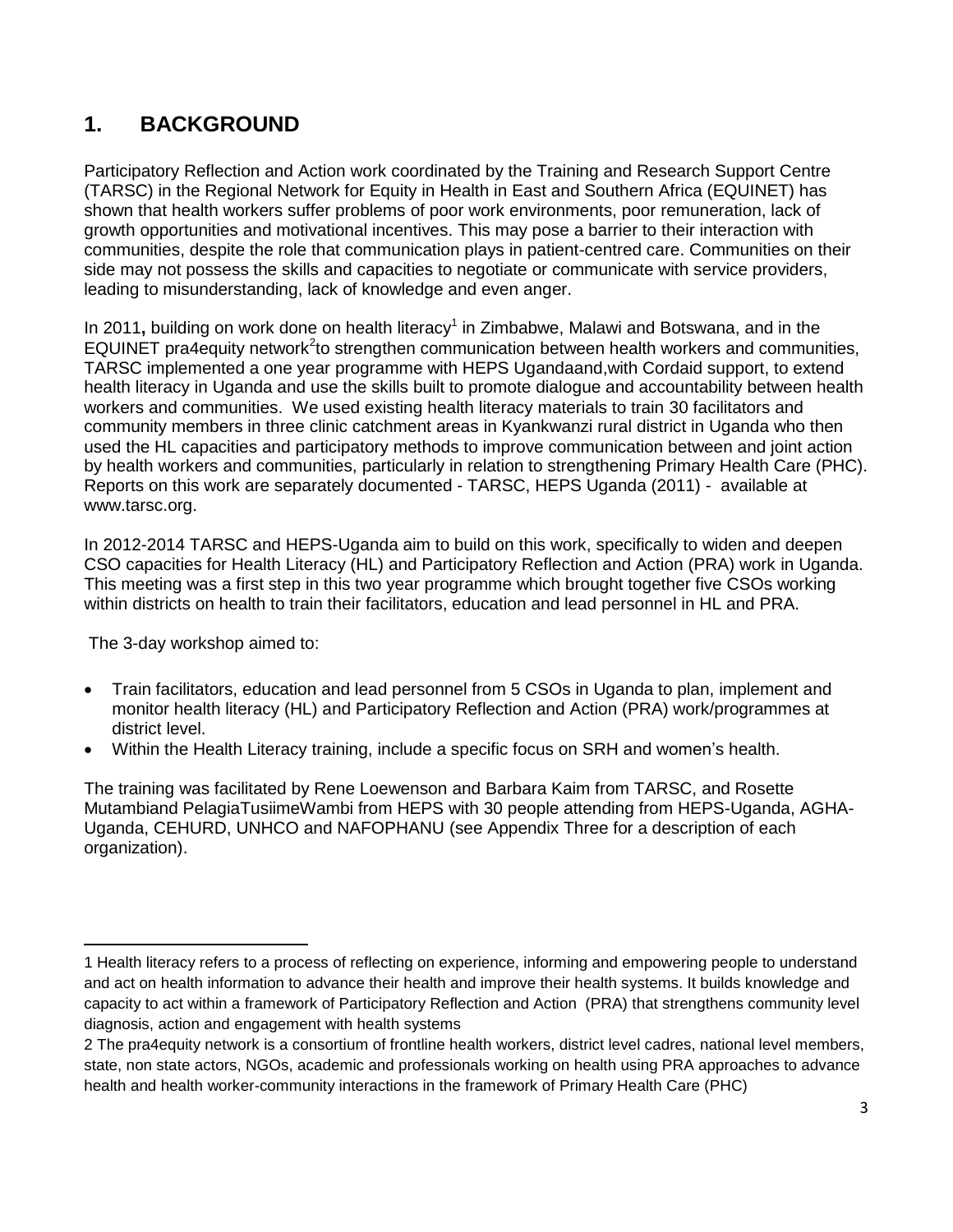# 1. BACKGROUND

Participatory Reflection and Action work coordinated by the Training and Research Support Centre (TARSC) in the Regional Network for Equity in Health in East and Southern Africa (EQUINET) has shown that health workers suffer problems of poor work environments, poor remuneration, lack of growth opportunities and motivational incentives. This may pose a barrier to their interaction with communities, despite the role that communication plays in patient-centred care. Communities on their side may not possess the skills and capacities to negotiate or communicate with service providers, leading to misunderstanding, lack of knowledge and even anger.

In 2011**,** building on work done on health literacy[1] in Zimbabwe, Malawi and Botswana, and in the EQUINET pra4equity network[2]to strengthen communication between health workers and communities, TARSC implemented a one year programme with HEPS Ugandaand,with Cordaid support, to extend health literacy in Uganda and use the skills built to promote dialogue and accountability between health workers and communities. We used existing health literacy materials to train 30 facilitators and community members in three clinic catchment areas in Kyankwanzi rural district in Uganda who then used the HL capacities and participatory methods to improve communication between and joint action by health workers and communities, particularly in relation to strengthening Primary Health Care (PHC). Reports on this work are separately documented - TARSC, HEPS Uganda (2011) - available at www.tarsc.org.

In 2012-2014 TARSC and HEPS-Uganda aim to build on this work, specifically to widen and deepen CSO capacities for Health Literacy (HL) and Participatory Reflection and Action (PRA) work in Uganda. This meeting was a first step in this two year programme which brought together five CSOs working within districts on health to train their facilitators, education and lead personnel in HL and PRA.

The 3-day workshop aimed to:

- Train facilitators, education and lead personnel from 5 CSOs in Uganda to plan, implement and monitor health literacy (HL) and Participatory Reflection and Action (PRA) work/programmes at district level.
- Within the Health Literacy training, include a specific focus on SRH and women's health.

The training was facilitated by Rene Loewenson and Barbara Kaim from TARSC, and Rosette Mutambiand PelagiaTusiimeWambi from HEPS with 30 people attending from HEPS-Uganda, AGHA-Uganda, CEHURD, UNHCO and NAFOPHANU (see Appendix Three for a description of each organization).

---

1 Health literacy refers to a process of reflecting on experience, informing and empowering people to understand and act on health information to advance their health and improve their health systems. It builds knowledge and capacity to act within a framework of Participatory Reflection and Action (PRA) that strengthens community level diagnosis, action and engagement with health systems

2 The pra4equity network is a consortium of frontline health workers, district level cadres, national level members, state, non state actors, NGOs, academic and professionals working on health using PRA approaches to advance health and health worker-community interactions in the framework of Primary Health Care (PHC)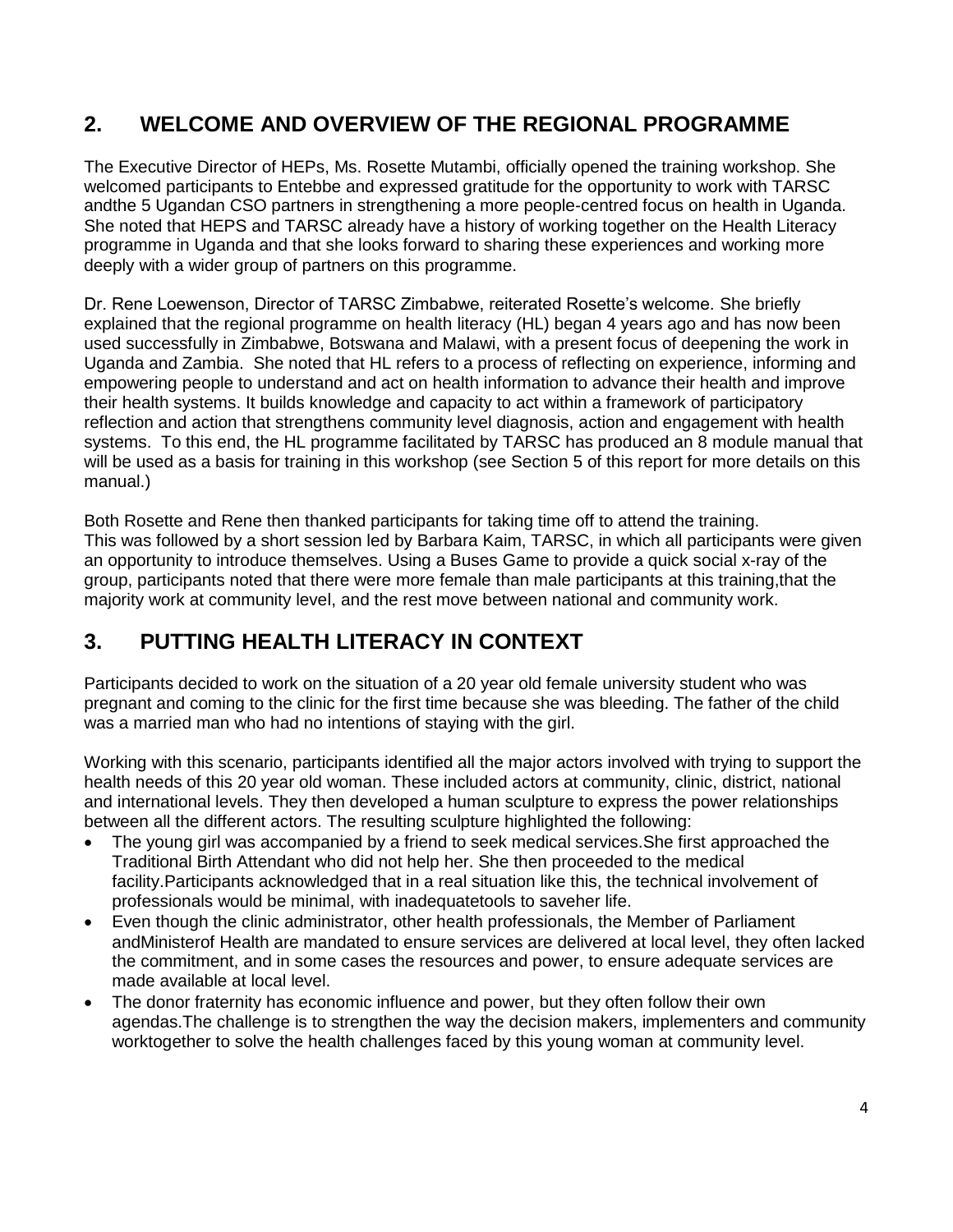## 2. WELCOME AND OVERVIEW OF THE REGIONAL PROGRAMME

The Executive Director of HEPs, Ms. Rosette Mutambi, officially opened the training workshop. She welcomed participants to Entebbe and expressed gratitude for the opportunity to work with TARSC andthe 5 Ugandan CSO partners in strengthening a more people-centred focus on health in Uganda. She noted that HEPS and TARSC already have a history of working together on the Health Literacy programme in Uganda and that she looks forward to sharing these experiences and working more deeply with a wider group of partners on this programme.

Dr. Rene Loewenson, Director of TARSC Zimbabwe, reiterated Rosette's welcome. She briefly explained that the regional programme on health literacy (HL) began 4 years ago and has now been used successfully in Zimbabwe, Botswana and Malawi, with a present focus of deepening the work in Uganda and Zambia. She noted that HL refers to a process of reflecting on experience, informing and empowering people to understand and act on health information to advance their health and improve their health systems. It builds knowledge and capacity to act within a framework of participatory reflection and action that strengthens community level diagnosis, action and engagement with health systems. To this end, the HL programme facilitated by TARSC has produced an 8 module manual that will be used as a basis for training in this workshop (see Section 5 of this report for more details on this manual.)

Both Rosette and Rene then thanked participants for taking time off to attend the training. This was followed by a short session led by Barbara Kaim, TARSC, in which all participants were given an opportunity to introduce themselves. Using a Buses Game to provide a quick social x-ray of the group, participants noted that there were more female than male participants at this training,that the majority work at community level, and the rest move between national and community work.

## 3. PUTTING HEALTH LITERACY IN CONTEXT

Participants decided to work on the situation of a 20 year old female university student who was pregnant and coming to the clinic for the first time because she was bleeding. The father of the child was a married man who had no intentions of staying with the girl.

Working with this scenario, participants identified all the major actors involved with trying to support the health needs of this 20 year old woman. These included actors at community, clinic, district, national and international levels. They then developed a human sculpture to express the power relationships between all the different actors. The resulting sculpture highlighted the following:

- The young girl was accompanied by a friend to seek medical services.She first approached the Traditional Birth Attendant who did not help her. She then proceeded to the medical facility.Participants acknowledged that in a real situation like this, the technical involvement of professionals would be minimal, with inadequatetools to saveher life.
- Even though the clinic administrator, other health professionals, the Member of Parliament andMinisterof Health are mandated to ensure services are delivered at local level, they often lacked the commitment, and in some cases the resources and power, to ensure adequate services are made available at local level.
- The donor fraternity has economic influence and power, but they often follow their own agendas.The challenge is to strengthen the way the decision makers, implementers and community worktogether to solve the health challenges faced by this young woman at community level.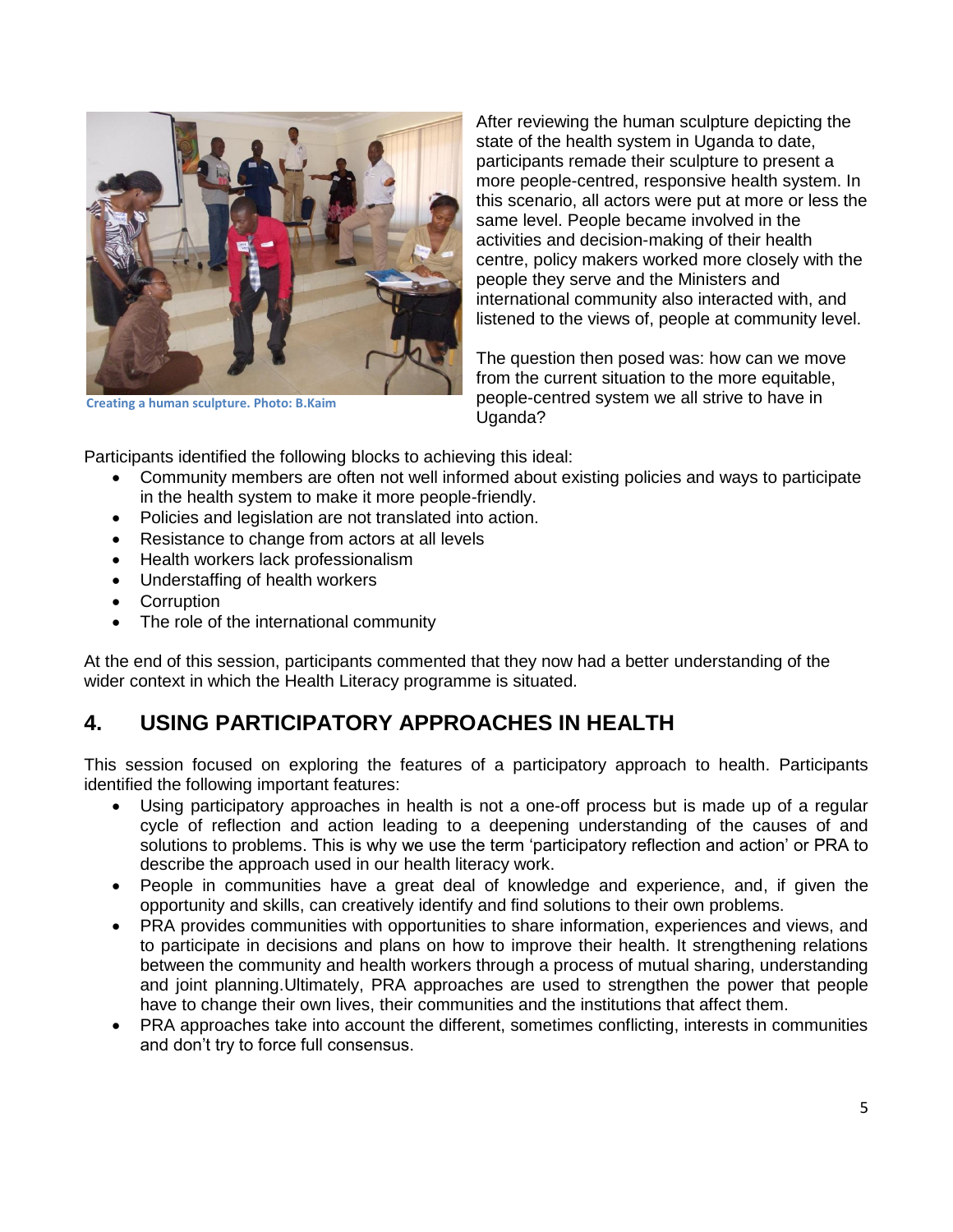After reviewing the human sculpture depicting the state of the health system in Uganda to date, participants remade their sculpture to present a more people-centred, responsive health system. In this scenario, all actors were put at more or less the same level. People became involved in the activities and decision-making of their health centre, policy makers worked more closely with the people they serve and the Ministers and international community also interacted with, and listened to the views of, people at community level.

Creating a human sculpture. Photo: B.Kaim

The question then posed was: how can we move from the current situation to the more equitable, people-centred system we all strive to have in Uganda?

Participants identified the following blocks to achieving this ideal:

- Community members are often not well informed about existing policies and ways to participate in the health system to make it more people-friendly.
- Policies and legislation are not translated into action.
- Resistance to change from actors at all levels
- Health workers lack professionalism
- Understaffing of health workers
- Corruption
- The role of the international community

At the end of this session, participants commented that they now had a better understanding of the wider context in which the Health Literacy programme is situated.

## 4. USING PARTICIPATORY APPROACHES IN HEALTH

This session focused on exploring the features of a participatory approach to health. Participants identified the following important features:

- Using participatory approaches in health is not a one-off process but is made up of a regular cycle of reflection and action leading to a deepening understanding of the causes of and solutions to problems. This is why we use the term 'participatory reflection and action' or PRA to describe the approach used in our health literacy work.
- People in communities have a great deal of knowledge and experience, and, if given the opportunity and skills, can creatively identify and find solutions to their own problems.
- PRA provides communities with opportunities to share information, experiences and views, and to participate in decisions and plans on how to improve their health. It strengthening relations between the community and health workers through a process of mutual sharing, understanding and joint planning.Ultimately, PRA approaches are used to strengthen the power that people have to change their own lives, their communities and the institutions that affect them.
- PRA approaches take into account the different, sometimes conflicting, interests in communities and don't try to force full consensus.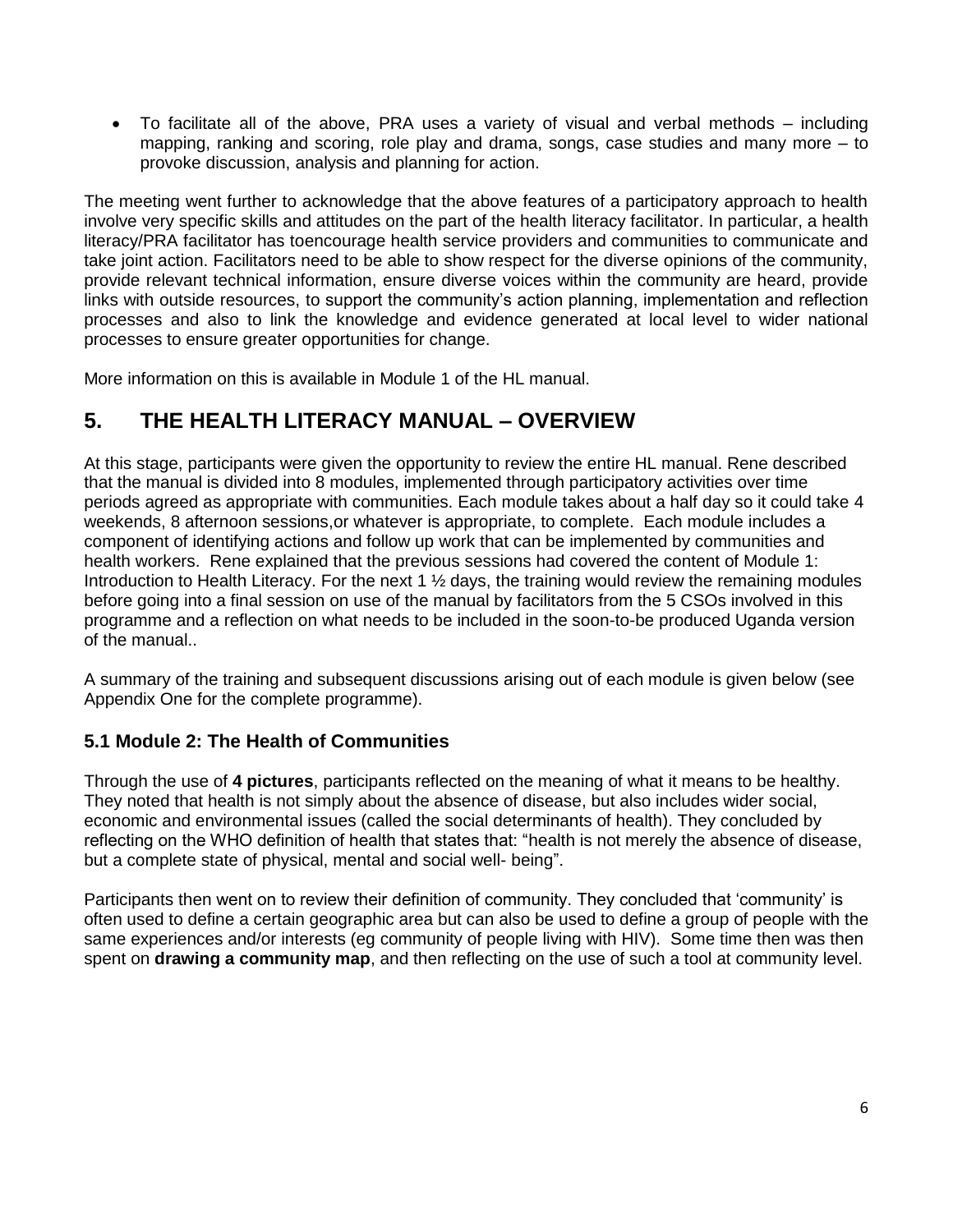- To facilitate all of the above, PRA uses a variety of visual and verbal methods – including mapping, ranking and scoring, role play and drama, songs, case studies and many more – to provoke discussion, analysis and planning for action.

The meeting went further to acknowledge that the above features of a participatory approach to health involve very specific skills and attitudes on the part of the health literacy facilitator. In particular, a health literacy/PRA facilitator has toencourage health service providers and communities to communicate and take joint action. Facilitators need to be able to show respect for the diverse opinions of the community, provide relevant technical information, ensure diverse voices within the community are heard, provide links with outside resources, to support the community's action planning, implementation and reflection processes and also to link the knowledge and evidence generated at local level to wider national processes to ensure greater opportunities for change.

More information on this is available in Module 1 of the HL manual.

## 5. THE HEALTH LITERACY MANUAL – OVERVIEW

At this stage, participants were given the opportunity to review the entire HL manual. Rene described that the manual is divided into 8 modules, implemented through participatory activities over time periods agreed as appropriate with communities. Each module takes about a half day so it could take 4 weekends, 8 afternoon sessions,or whatever is appropriate, to complete. Each module includes a component of identifying actions and follow up work that can be implemented by communities and health workers. Rene explained that the previous sessions had covered the content of Module 1: Introduction to Health Literacy. For the next 1 ½ days, the training would review the remaining modules before going into a final session on use of the manual by facilitators from the 5 CSOs involved in this programme and a reflection on what needs to be included in the soon-to-be produced Uganda version of the manual..

A summary of the training and subsequent discussions arising out of each module is given below (see Appendix One for the complete programme).

### 5.1 Module 2: The Health of Communities

Through the use of **4 pictures**, participants reflected on the meaning of what it means to be healthy. They noted that health is not simply about the absence of disease, but also includes wider social, economic and environmental issues (called the social determinants of health). They concluded by reflecting on the WHO definition of health that states that: "health is not merely the absence of disease, but a complete state of physical, mental and social well- being".

Participants then went on to review their definition of community. They concluded that 'community' is often used to define a certain geographic area but can also be used to define a group of people with the same experiences and/or interests (eg community of people living with HIV). Some time then was then spent on **drawing a community map**, and then reflecting on the use of such a tool at community level.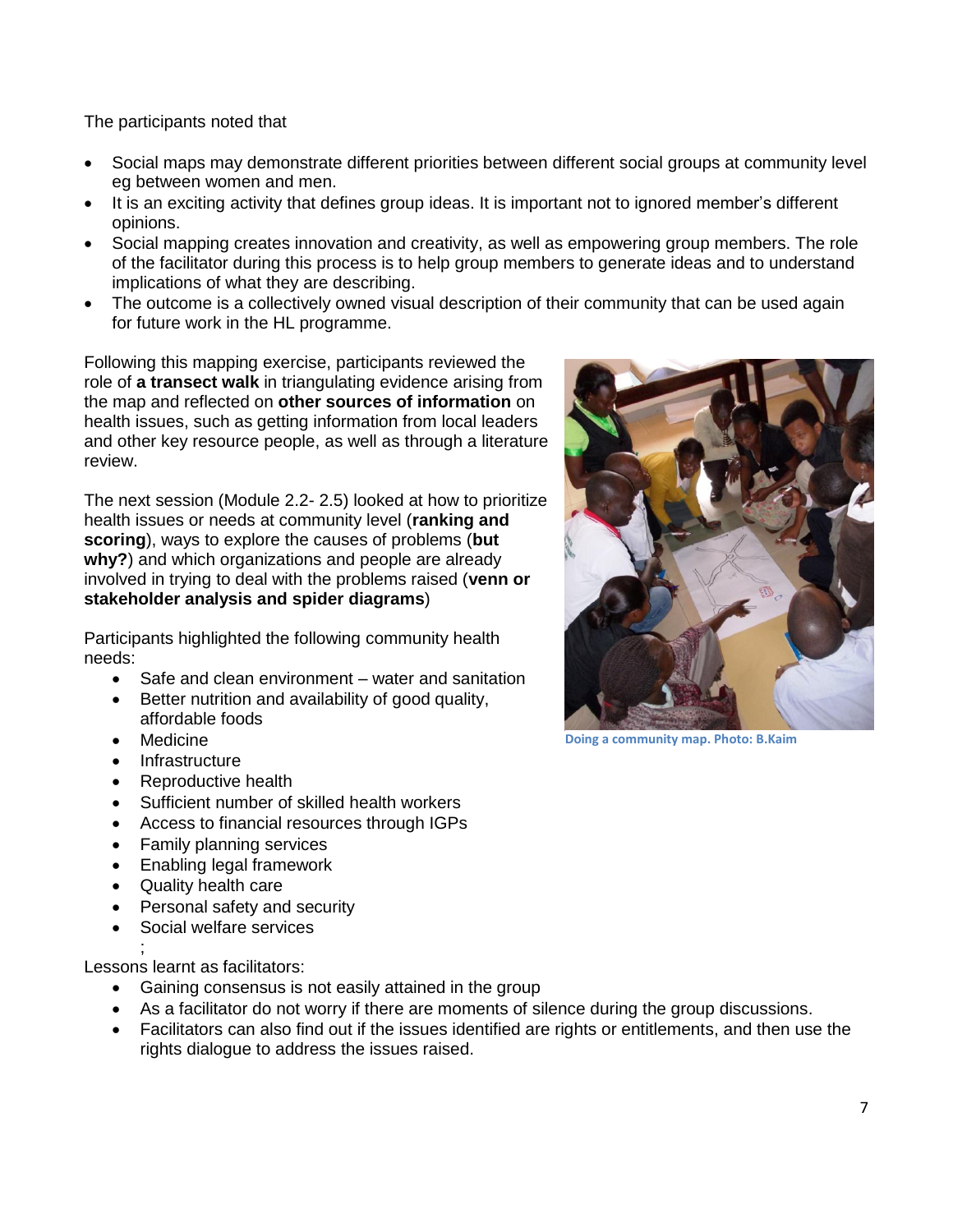The participants noted that

- Social maps may demonstrate different priorities between different social groups at community level eg between women and men.
- It is an exciting activity that defines group ideas. It is important not to ignored member's different opinions.
- Social mapping creates innovation and creativity, as well as empowering group members. The role of the facilitator during this process is to help group members to generate ideas and to understand implications of what they are describing.
- The outcome is a collectively owned visual description of their community that can be used again for future work in the HL programme.

Following this mapping exercise, participants reviewed the role of **a transect walk** in triangulating evidence arising from the map and reflected on **other sources of information** on health issues, such as getting information from local leaders and other key resource people, as well as through a literature review.

Doing a community map. Photo: B.Kaim

The next session (Module 2.2- 2.5) looked at how to prioritize health issues or needs at community level (**ranking and scoring**), ways to explore the causes of problems (**but why?**) and which organizations and people are already involved in trying to deal with the problems raised (**venn or stakeholder analysis and spider diagrams**)

Participants highlighted the following community health needs:

- Safe and clean environment – water and sanitation
- Better nutrition and availability of good quality, affordable foods
- Medicine
- Infrastructure
- Reproductive health
- Sufficient number of skilled health workers
- Access to financial resources through IGPs
- Family planning services
- Enabling legal framework
- Quality health care
- Personal safety and security
- Social welfare services

;

Lessons learnt as facilitators:

- Gaining consensus is not easily attained in the group
- As a facilitator do not worry if there are moments of silence during the group discussions.
- Facilitators can also find out if the issues identified are rights or entitlements, and then use the rights dialogue to address the issues raised.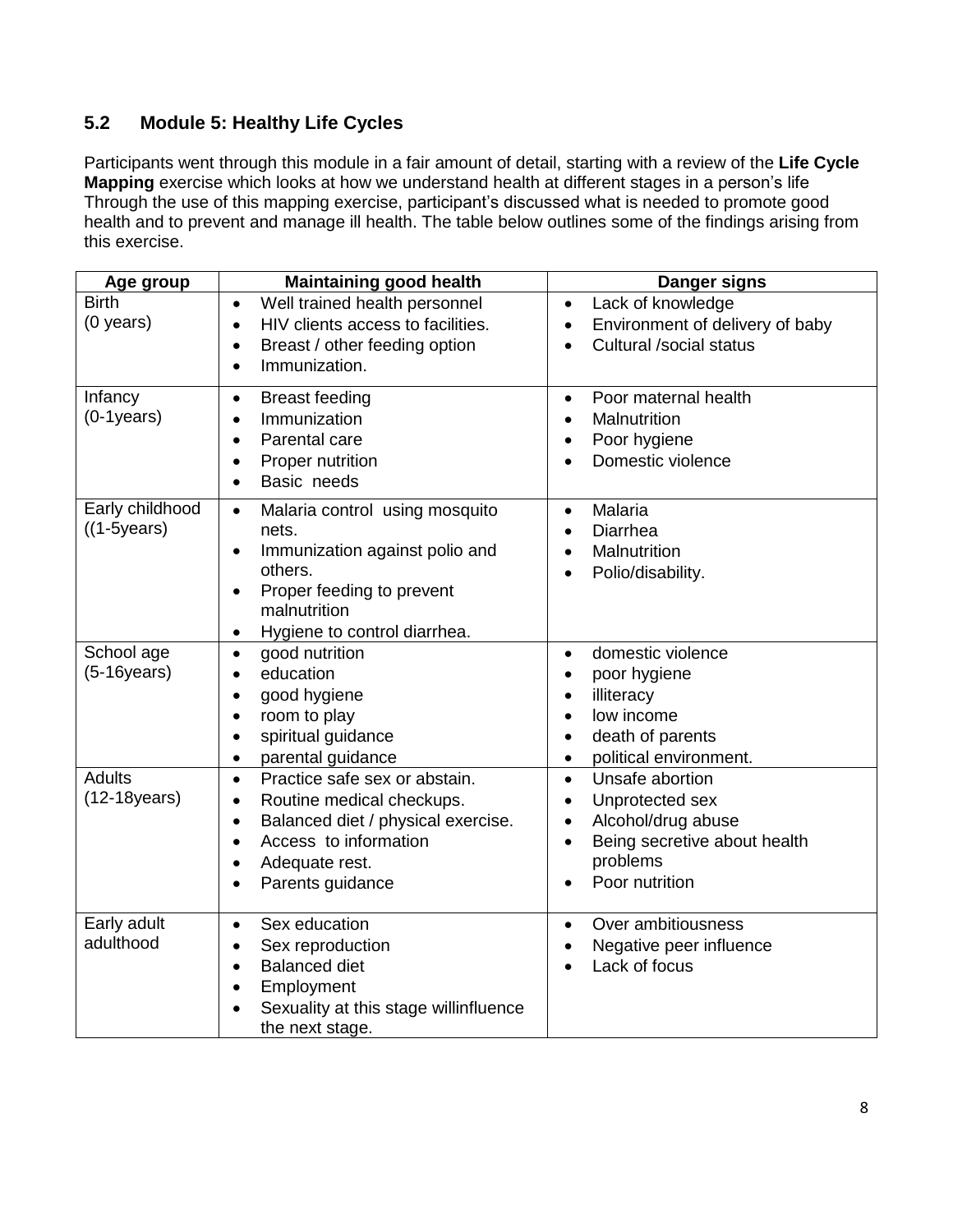## 5.2 Module 5: Healthy Life Cycles

Participants went through this module in a fair amount of detail, starting with a review of the **Life Cycle Mapping** exercise which looks at how we understand health at different stages in a person's life Through the use of this mapping exercise, participant's discussed what is needed to promote good health and to prevent and manage ill health. The table below outlines some of the findings arising from this exercise.

| Age group | Maintaining good health | Danger signs |
|---|---|---|
| Birth (0 years) | • Well trained health personnel<br>• HIV clients access to facilities.<br>• Breast / other feeding option<br>• Immunization. | • Lack of knowledge<br>• Environment of delivery of baby<br>• Cultural /social status |
| Infancy (0-1years) | • Breast feeding<br>• Immunization<br>• Parental care<br>• Proper nutrition<br>• Basic needs | • Poor maternal health<br>• Malnutrition<br>• Poor hygiene<br>• Domestic violence |
| Early childhood ((1-5years) | • Malaria control using mosquito nets.<br>• Immunization against polio and others.<br>• Proper feeding to prevent malnutrition<br>• Hygiene to control diarrhea. | • Malaria<br>• Diarrhea<br>• Malnutrition<br>• Polio/disability. |
| School age (5-16years) | • good nutrition<br>• education<br>• good hygiene<br>• room to play<br>• spiritual guidance<br>• parental guidance | • domestic violence<br>• poor hygiene<br>• illiteracy<br>• low income<br>• death of parents<br>• political environment. |
| Adults (12-18years) | • Practice safe sex or abstain.<br>• Routine medical checkups.<br>• Balanced diet / physical exercise.<br>• Access to information<br>• Adequate rest.<br>• Parents guidance | • Unsafe abortion<br>• Unprotected sex<br>• Alcohol/drug abuse<br>• Being secretive about health problems<br>• Poor nutrition |
| Early adult adulthood | • Sex education<br>• Sex reproduction<br>• Balanced diet<br>• Employment<br>• Sexuality at this stage willinfluence the next stage. | • Over ambitiousness<br>• Negative peer influence<br>• Lack of focus |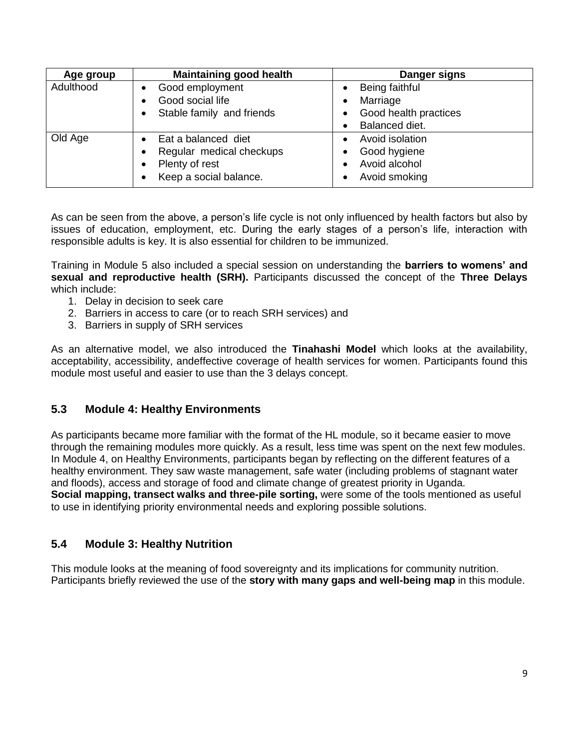| Age group | Maintaining good health | Danger signs |
|---|---|---|
| Adulthood | • Good employment<br>• Good social life<br>• Stable family and friends | • Being faithful<br>• Marriage<br>• Good health practices<br>• Balanced diet. |
| Old Age | • Eat a balanced diet<br>• Regular medical checkups<br>• Plenty of rest<br>• Keep a social balance. | • Avoid isolation<br>• Good hygiene<br>• Avoid alcohol<br>• Avoid smoking |

As can be seen from the above, a person's life cycle is not only influenced by health factors but also by issues of education, employment, etc. During the early stages of a person's life, interaction with responsible adults is key. It is also essential for children to be immunized.

Training in Module 5 also included a special session on understanding the **barriers to womens' and sexual and reproductive health (SRH).** Participants discussed the concept of the **Three Delays** which include:

1. Delay in decision to seek care
2. Barriers in access to care (or to reach SRH services) and
3. Barriers in supply of SRH services

As an alternative model, we also introduced the **Tinahashi Model** which looks at the availability, acceptability, accessibility, andeffective coverage of health services for women. Participants found this module most useful and easier to use than the 3 delays concept.

## 5.3 Module 4: Healthy Environments

As participants became more familiar with the format of the HL module, so it became easier to move through the remaining modules more quickly. As a result, less time was spent on the next few modules. In Module 4, on Healthy Environments, participants began by reflecting on the different features of a healthy environment. They saw waste management, safe water (including problems of stagnant water and floods), access and storage of food and climate change of greatest priority in Uganda.
**Social mapping, transect walks and three-pile sorting,** were some of the tools mentioned as useful to use in identifying priority environmental needs and exploring possible solutions.

## 5.4 Module 3: Healthy Nutrition

This module looks at the meaning of food sovereignty and its implications for community nutrition. Participants briefly reviewed the use of the **story with many gaps and well-being map** in this module.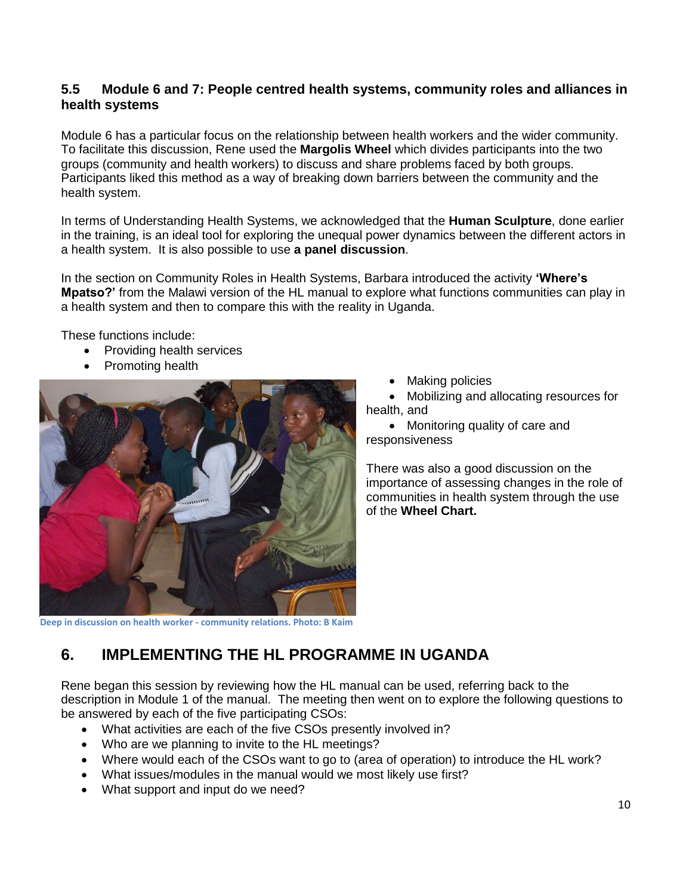## 5.5 Module 6 and 7: People centred health systems, community roles and alliances in health systems

Module 6 has a particular focus on the relationship between health workers and the wider community. To facilitate this discussion, Rene used the **Margolis Wheel** which divides participants into the two groups (community and health workers) to discuss and share problems faced by both groups. Participants liked this method as a way of breaking down barriers between the community and the health system.

In terms of Understanding Health Systems, we acknowledged that the **Human Sculpture**, done earlier in the training, is an ideal tool for exploring the unequal power dynamics between the different actors in a health system. It is also possible to use **a panel discussion**.

In the section on Community Roles in Health Systems, Barbara introduced the activity **'Where's Mpatso?'** from the Malawi version of the HL manual to explore what functions communities can play in a health system and then to compare this with the reality in Uganda.

These functions include:

- Providing health services
- Promoting health
- Making policies
- Mobilizing and allocating resources for health, and
- Monitoring quality of care and responsiveness

Deep in discussion on health worker - community relations. Photo: B Kaim

There was also a good discussion on the importance of assessing changes in the role of communities in health system through the use of the **Wheel Chart.**

# 6. IMPLEMENTING THE HL PROGRAMME IN UGANDA

Rene began this session by reviewing how the HL manual can be used, referring back to the description in Module 1 of the manual. The meeting then went on to explore the following questions to be answered by each of the five participating CSOs:

- What activities are each of the five CSOs presently involved in?
- Who are we planning to invite to the HL meetings?
- Where would each of the CSOs want to go to (area of operation) to introduce the HL work?
- What issues/modules in the manual would we most likely use first?
- What support and input do we need?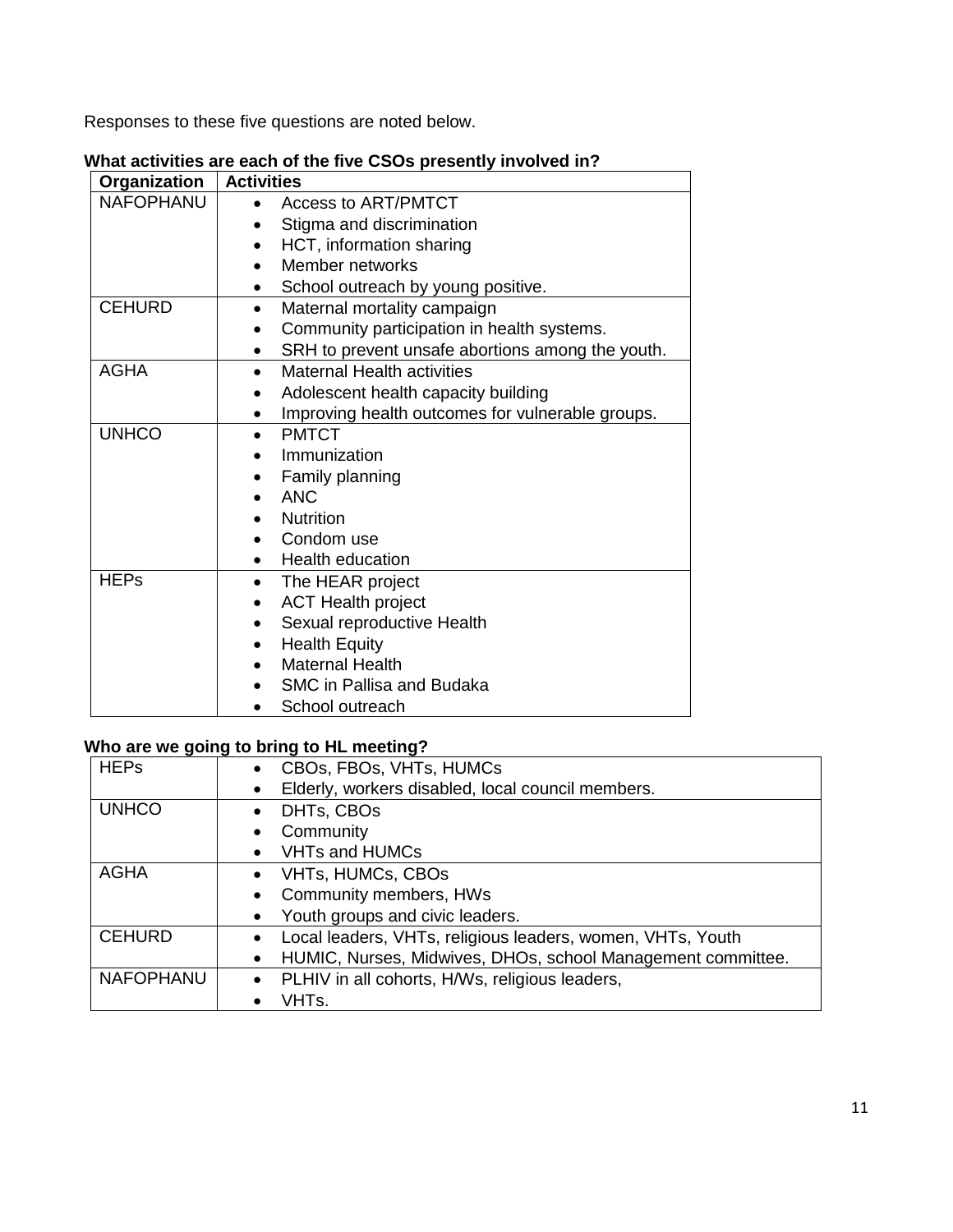Responses to these five questions are noted below.

**What activities are each of the five CSOs presently involved in?**

| Organization | Activities |
|---|---|
| NAFOPHANU | • Access to ART/PMTCT<br>• Stigma and discrimination<br>• HCT, information sharing<br>• Member networks<br>• School outreach by young positive. |
| CEHURD | • Maternal mortality campaign<br>• Community participation in health systems.<br>• SRH to prevent unsafe abortions among the youth. |
| AGHA | • Maternal Health activities<br>• Adolescent health capacity building<br>• Improving health outcomes for vulnerable groups. |
| UNHCO | • PMTCT<br>• Immunization<br>• Family planning<br>• ANC<br>• Nutrition<br>• Condom use<br>• Health education |
| HEPs | • The HEAR project<br>• ACT Health project<br>• Sexual reproductive Health<br>• Health Equity<br>• Maternal Health<br>• SMC in Pallisa and Budaka<br>• School outreach |

**Who are we going to bring to HL meeting?**

| | |
|---|---|
| HEPs | • CBOs, FBOs, VHTs, HUMCs<br>• Elderly, workers disabled, local council members. |
| UNHCO | • DHTs, CBOs<br>• Community<br>• VHTs and HUMCs |
| AGHA | • VHTs, HUMCs, CBOs<br>• Community members, HWs<br>• Youth groups and civic leaders. |
| CEHURD | • Local leaders, VHTs, religious leaders, women, VHTs, Youth<br>• HUMIC, Nurses, Midwives, DHOs, school Management committee. |
| NAFOPHANU | • PLHIV in all cohorts, H/Ws, religious leaders,<br>• VHTs. |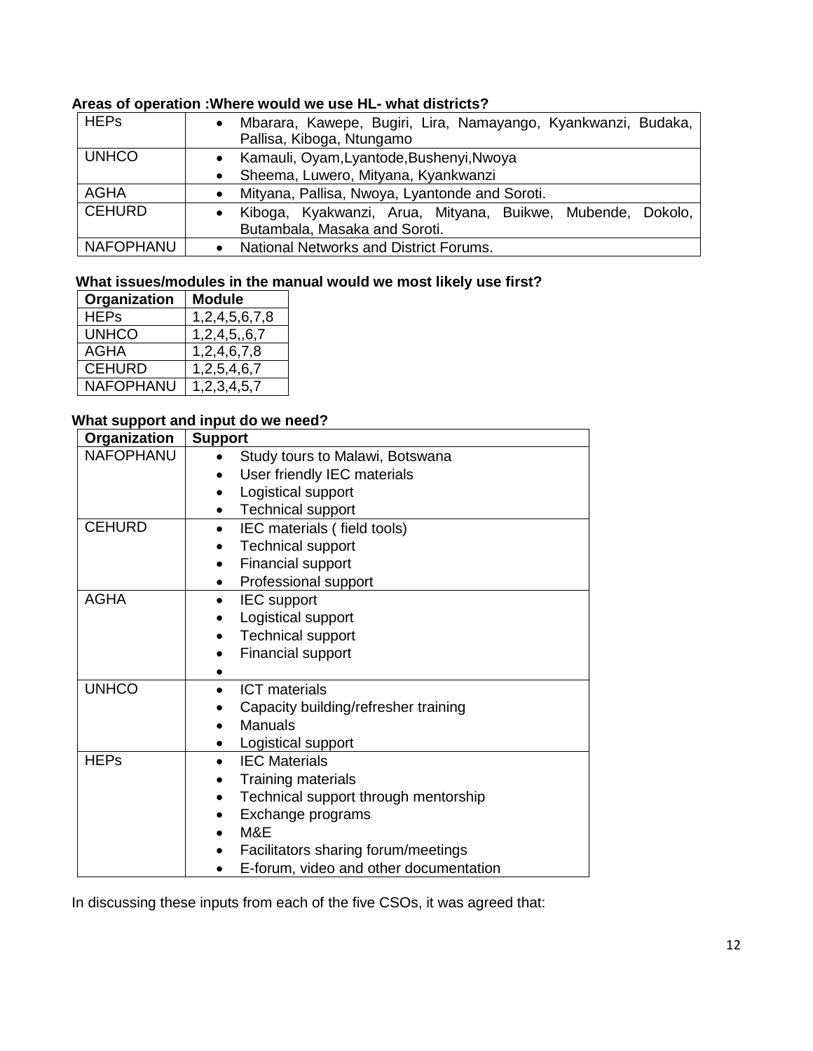**Areas of operation :Where would we use HL- what districts?**

| | |
|---|---|
| HEPs | • Mbarara, Kawepe, Bugiri, Lira, Namayango, Kyankwanzi, Budaka, Pallisa, Kiboga, Ntungamo |
| UNHCO | • Kamauli, Oyam,Lyantode,Bushenyi,Nwoya<br>• Sheema, Luwero, Mityana, Kyankwanzi |
| AGHA | • Mityana, Pallisa, Nwoya, Lyantonde and Soroti. |
| CEHURD | • Kiboga, Kyakwanzi, Arua, Mityana, Buikwe, Mubende, Dokolo, Butambala, Masaka and Soroti. |
| NAFOPHANU | • National Networks and District Forums. |

**What issues/modules in the manual would we most likely use first?**

| Organization | Module |
|---|---|
| HEPs | 1,2,4,5,6,7,8 |
| UNHCO | 1,2,4,5,,6,7 |
| AGHA | 1,2,4,6,7,8 |
| CEHURD | 1,2,5,4,6,7 |
| NAFOPHANU | 1,2,3,4,5,7 |

**What support and input do we need?**

| Organization | Support |
|---|---|
| NAFOPHANU | • Study tours to Malawi, Botswana<br>• User friendly IEC materials<br>• Logistical support<br>• Technical support |
| CEHURD | • IEC materials ( field tools)<br>• Technical support<br>• Financial support<br>• Professional support |
| AGHA | • IEC support<br>• Logistical support<br>• Technical support<br>• Financial support<br>• |
| UNHCO | • ICT materials<br>• Capacity building/refresher training<br>• Manuals<br>• Logistical support |
| HEPs | • IEC Materials<br>• Training materials<br>• Technical support through mentorship<br>• Exchange programs<br>• M&E<br>• Facilitators sharing forum/meetings<br>• E-forum, video and other documentation |

In discussing these inputs from each of the five CSOs, it was agreed that: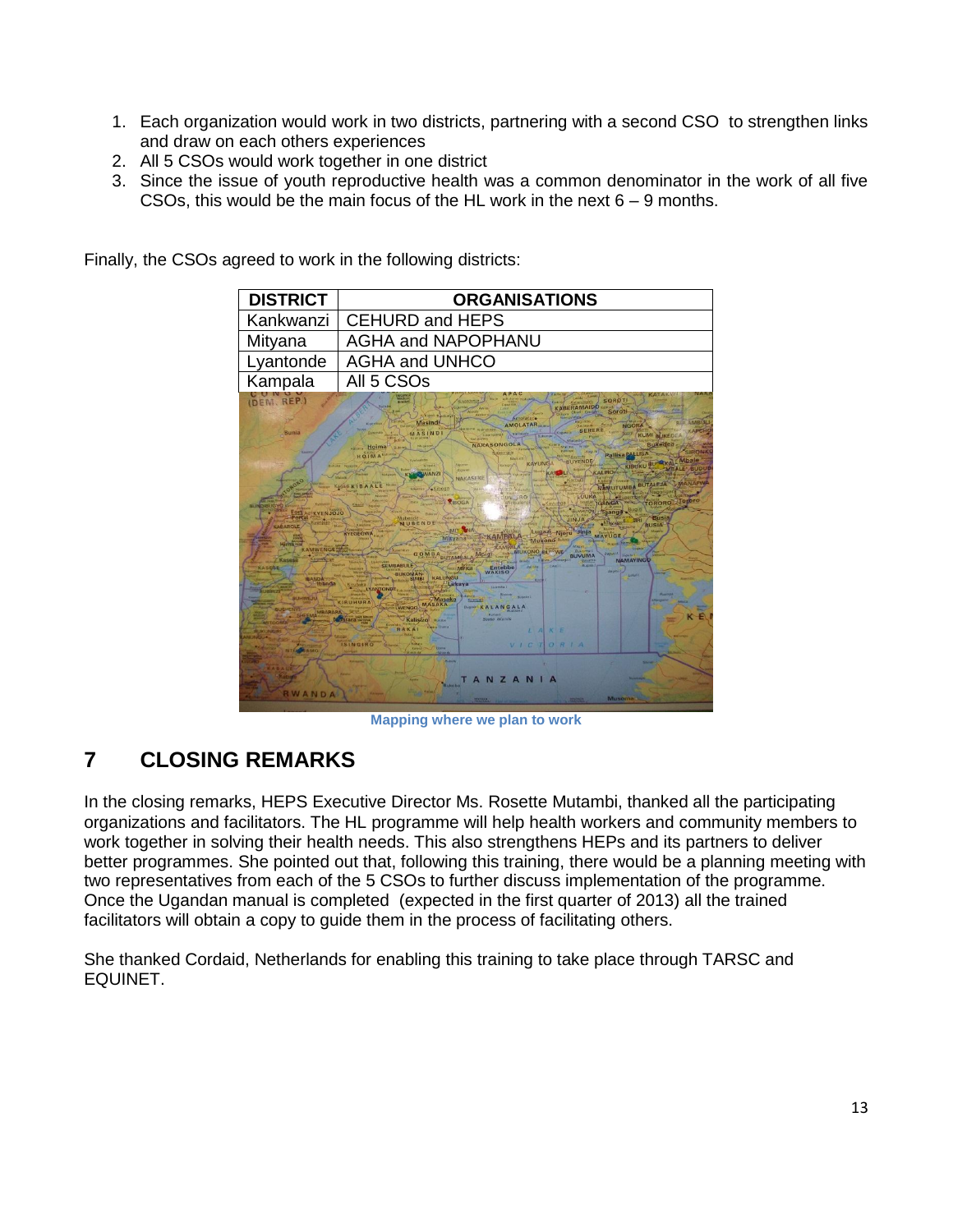1. Each organization would work in two districts, partnering with a second CSO to strengthen links and draw on each others experiences
2. All 5 CSOs would work together in one district
3. Since the issue of youth reproductive health was a common denominator in the work of all five CSOs, this would be the main focus of the HL work in the next 6 – 9 months.

Finally, the CSOs agreed to work in the following districts:

| DISTRICT | ORGANISATIONS |
|---|---|
| Kankwanzi | CEHURD and HEPS |
| Mityana | AGHA and NAPOPHANU |
| Lyantonde | AGHA and UNHCO |
| Kampala | All 5 CSOs |

Mapping where we plan to work

## 7 CLOSING REMARKS

In the closing remarks, HEPS Executive Director Ms. Rosette Mutambi, thanked all the participating organizations and facilitators. The HL programme will help health workers and community members to work together in solving their health needs. This also strengthens HEPs and its partners to deliver better programmes. She pointed out that, following this training, there would be a planning meeting with two representatives from each of the 5 CSOs to further discuss implementation of the programme. Once the Ugandan manual is completed (expected in the first quarter of 2013) all the trained facilitators will obtain a copy to guide them in the process of facilitating others.

She thanked Cordaid, Netherlands for enabling this training to take place through TARSC and EQUINET.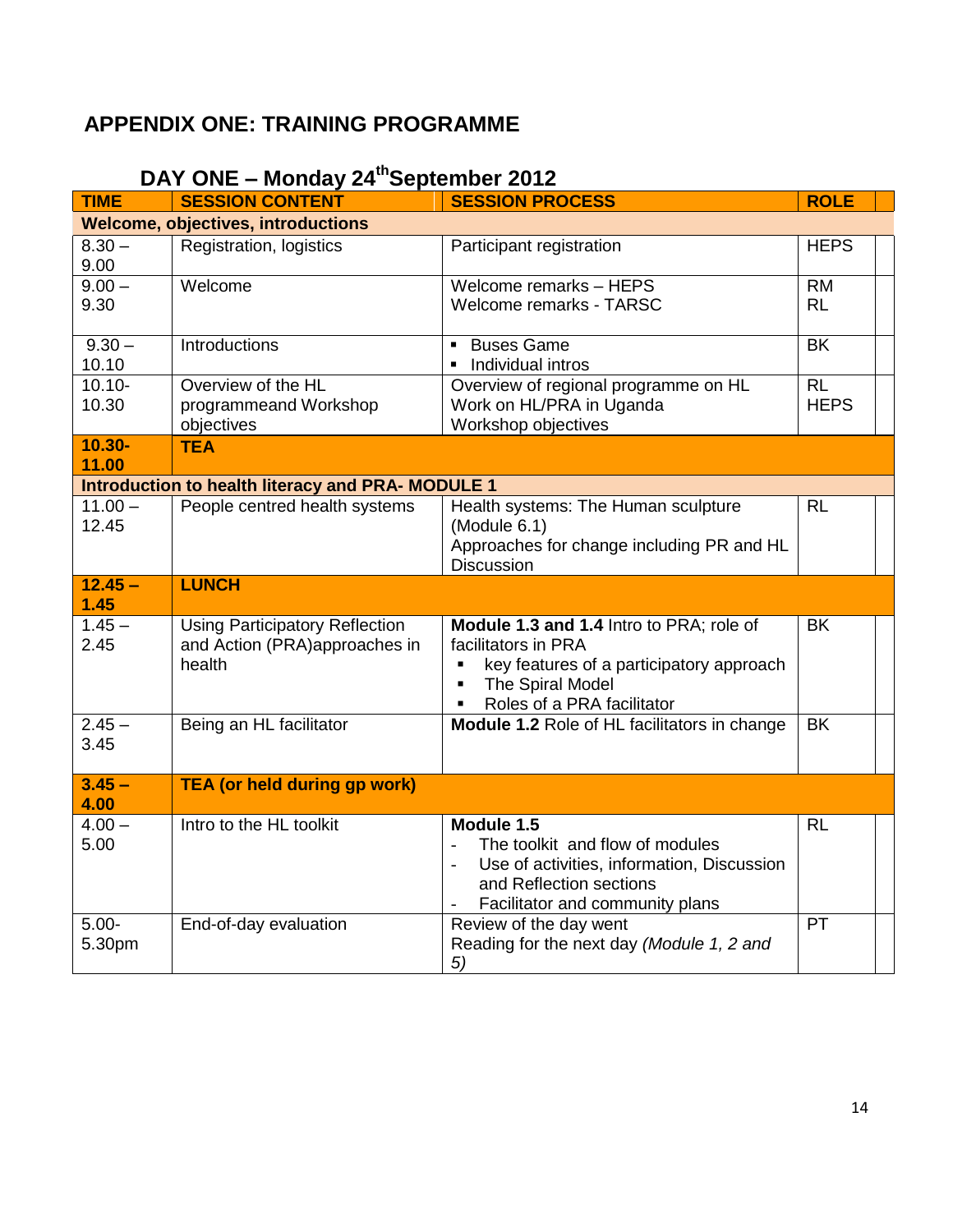## APPENDIX ONE: TRAINING PROGRAMME

### DAY ONE – Monday 24th September 2012

| TIME | SESSION CONTENT | SESSION PROCESS | ROLE |
|---|---|---|---|
| **Welcome, objectives, introductions** | | | |
| 8.30 – 9.00 | Registration, logistics | Participant registration | HEPS |
| 9.00 – 9.30 | Welcome | Welcome remarks – HEPS<br>Welcome remarks - TARSC | RM<br>RL |
| 9.30 – 10.10 | Introductions | ▪ Buses Game<br>▪ Individual intros | BK |
| 10.10- 10.30 | Overview of the HL programmeand Workshop objectives | Overview of regional programme on HL<br>Work on HL/PRA in Uganda<br>Workshop objectives | RL<br>HEPS |
| **10.30- 11.00** | **TEA** | | |
| **Introduction to health literacy and PRA- MODULE 1** | | | |
| 11.00 – 12.45 | People centred health systems | Health systems: The Human sculpture (Module 6.1)<br>Approaches for change including PR and HL<br>Discussion | RL |
| **12.45 – 1.45** | **LUNCH** | | |
| 1.45 – 2.45 | Using Participatory Reflection and Action (PRA)approaches in health | **Module 1.3 and 1.4** Intro to PRA; role of facilitators in PRA<br>▪ key features of a participatory approach<br>▪ The Spiral Model<br>▪ Roles of a PRA facilitator | BK |
| 2.45 – 3.45 | Being an HL facilitator | **Module 1.2** Role of HL facilitators in change | BK |
| **3.45 – 4.00** | **TEA (or held during gp work)** | | |
| 4.00 – 5.00 | Intro to the HL toolkit | **Module 1.5**<br>- The toolkit and flow of modules<br>- Use of activities, information, Discussion and Reflection sections<br>- Facilitator and community plans | RL |
| 5.00- 5.30pm | End-of-day evaluation | Review of the day went<br>Reading for the next day *(Module 1, 2 and 5)* | PT |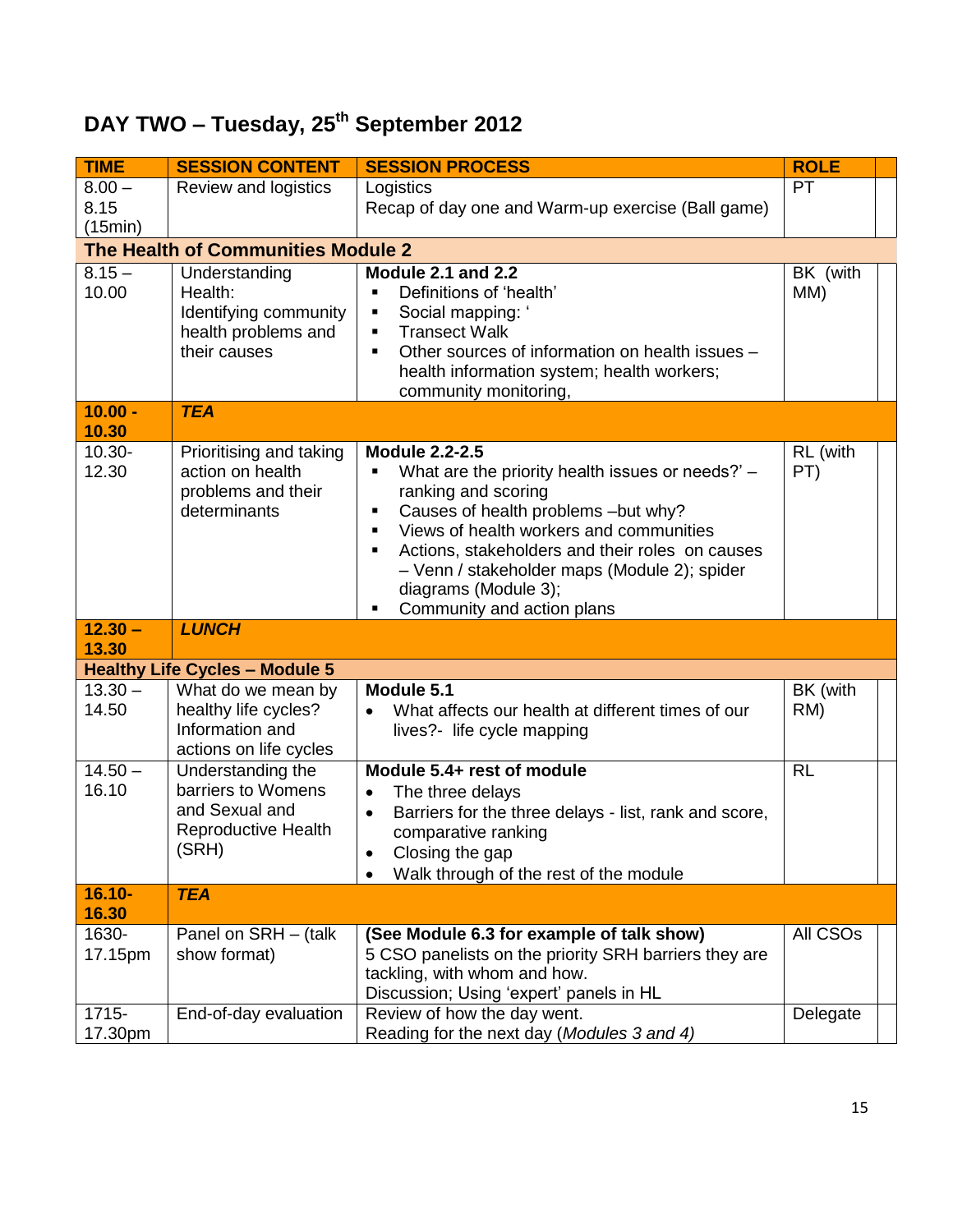# DAY TWO – Tuesday, 25th September 2012

| TIME | SESSION CONTENT | SESSION PROCESS | ROLE | |
|---|---|---|---|---|
| 8.00 – 8.15 (15min) | Review and logistics | Logistics<br>Recap of day one and Warm-up exercise (Ball game) | PT | |
| **The Health of Communities Module 2** | | | | |
| 8.15 – 10.00 | Understanding Health: Identifying community health problems and their causes | **Module 2.1 and 2.2**<br>▪ Definitions of 'health'<br>▪ Social mapping: '<br>▪ Transect Walk<br>▪ Other sources of information on health issues – health information system; health workers; community monitoring, | BK (with MM) | |
| **10.00 - 10.30** | ***TEA*** | | | |
| 10.30- 12.30 | Prioritising and taking action on health problems and their determinants | **Module 2.2-2.5**<br>▪ What are the priority health issues or needs?' – ranking and scoring<br>▪ Causes of health problems –but why?<br>▪ Views of health workers and communities<br>▪ Actions, stakeholders and their roles on causes – Venn / stakeholder maps (Module 2); spider diagrams (Module 3);<br>▪ Community and action plans | RL (with PT) | |
| **12.30 – 13.30** | ***LUNCH*** | | | |
| **Healthy Life Cycles – Module 5** | | | | |
| 13.30 – 14.50 | What do we mean by healthy life cycles? Information and actions on life cycles | **Module 5.1**<br>• What affects our health at different times of our lives?- life cycle mapping | BK (with RM) | |
| 14.50 – 16.10 | Understanding the barriers to Womens and Sexual and Reproductive Health (SRH) | **Module 5.4+ rest of module**<br>• The three delays<br>• Barriers for the three delays - list, rank and score, comparative ranking<br>• Closing the gap<br>• Walk through of the rest of the module | RL | |
| **16.10- 16.30** | ***TEA*** | | | |
| 1630- 17.15pm | Panel on SRH – (talk show format) | **(See Module 6.3 for example of talk show)**<br>5 CSO panelists on the priority SRH barriers they are tackling, with whom and how.<br>Discussion; Using 'expert' panels in HL | All CSOs | |
| 1715- 17.30pm | End-of-day evaluation | Review of how the day went.<br>Reading for the next day (*Modules 3 and 4)* | Delegate | |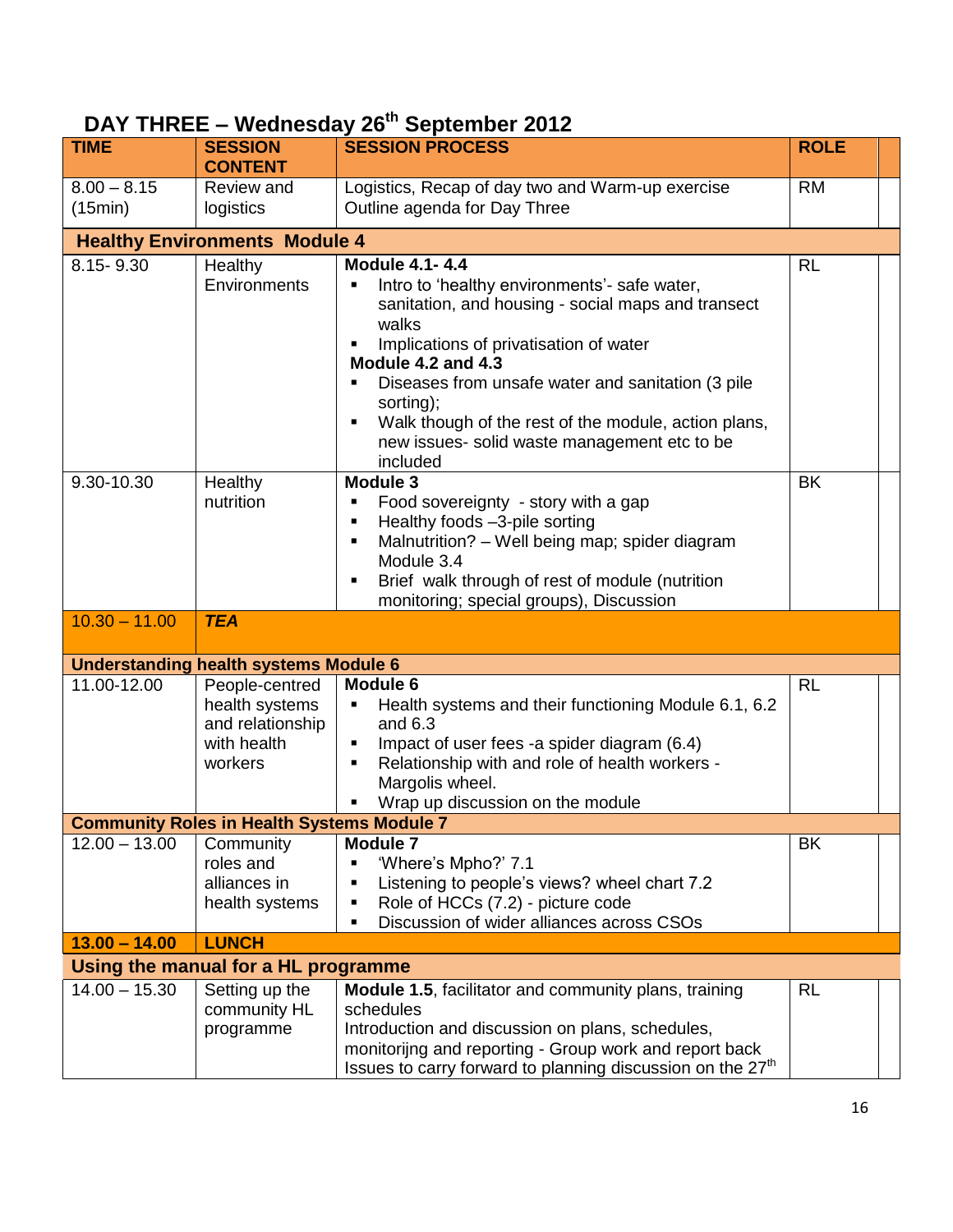## DAY THREE – Wednesday 26th September 2012

| TIME | SESSION CONTENT | SESSION PROCESS | ROLE | |
|---|---|---|---|---|
| 8.00 – 8.15 (15min) | Review and logistics | Logistics, Recap of day two and Warm-up exercise<br>Outline agenda for Day Three | RM | |
| **Healthy Environments Module 4** | | | | |
| 8.15- 9.30 | Healthy Environments | **Module 4.1- 4.4**<br>▪ Intro to 'healthy environments'- safe water, sanitation, and housing - social maps and transect walks<br>▪ Implications of privatisation of water<br>**Module 4.2 and 4.3**<br>▪ Diseases from unsafe water and sanitation (3 pile sorting);<br>▪ Walk though of the rest of the module, action plans, new issues- solid waste management etc to be included | RL | |
| 9.30-10.30 | Healthy nutrition | **Module 3**<br>▪ Food sovereignty - story with a gap<br>▪ Healthy foods –3-pile sorting<br>▪ Malnutrition? – Well being map; spider diagram Module 3.4<br>▪ Brief walk through of rest of module (nutrition monitoring; special groups), Discussion | BK | |
| 10.30 – 11.00 | ***TEA*** | | | |
| **Understanding health systems Module 6** | | | | |
| 11.00-12.00 | People-centred health systems and relationship with health workers | **Module 6**<br>▪ Health systems and their functioning Module 6.1, 6.2 and 6.3<br>▪ Impact of user fees -a spider diagram (6.4)<br>▪ Relationship with and role of health workers - Margolis wheel.<br>▪ Wrap up discussion on the module | RL | |
| **Community Roles in Health Systems Module 7** | | | | |
| 12.00 – 13.00 | Community roles and alliances in health systems | **Module 7**<br>▪ 'Where's Mpho?' 7.1<br>▪ Listening to people's views? wheel chart 7.2<br>▪ Role of HCCs (7.2) - picture code<br>▪ Discussion of wider alliances across CSOs | BK | |
| **13.00 – 14.00** | **LUNCH** | | | |
| **Using the manual for a HL programme** | | | | |
| 14.00 – 15.30 | Setting up the community HL programme | **Module 1.5**, facilitator and community plans, training schedules<br>Introduction and discussion on plans, schedules, monitorijng and reporting - Group work and report back<br>Issues to carry forward to planning discussion on the 27th | RL | |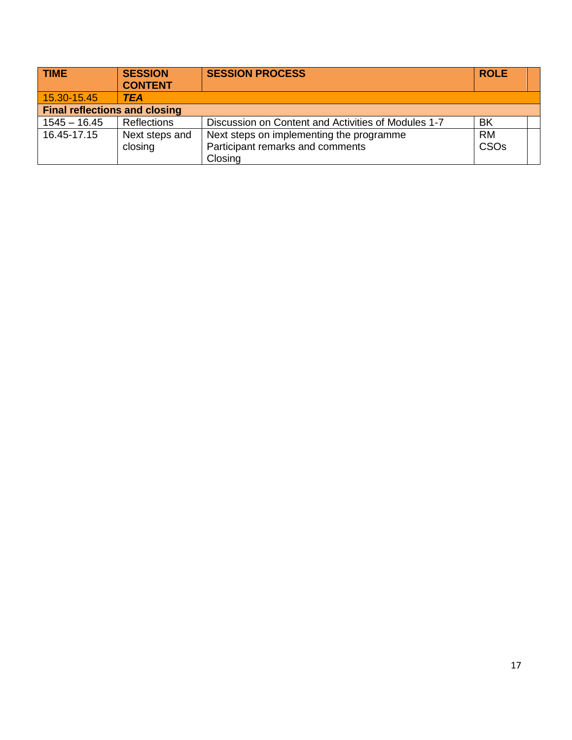| TIME | SESSION CONTENT | SESSION PROCESS | ROLE | |
|---|---|---|---|---|
| 15.30-15.45 | ***TEA*** | | | |
| **Final reflections and closing** | | | | |
| 1545 – 16.45 | Reflections | Discussion on Content and Activities of Modules 1-7 | BK | |
| 16.45-17.15 | Next steps and closing | Next steps on implementing the programme<br>Participant remarks and comments<br>Closing | RM<br>CSOs | |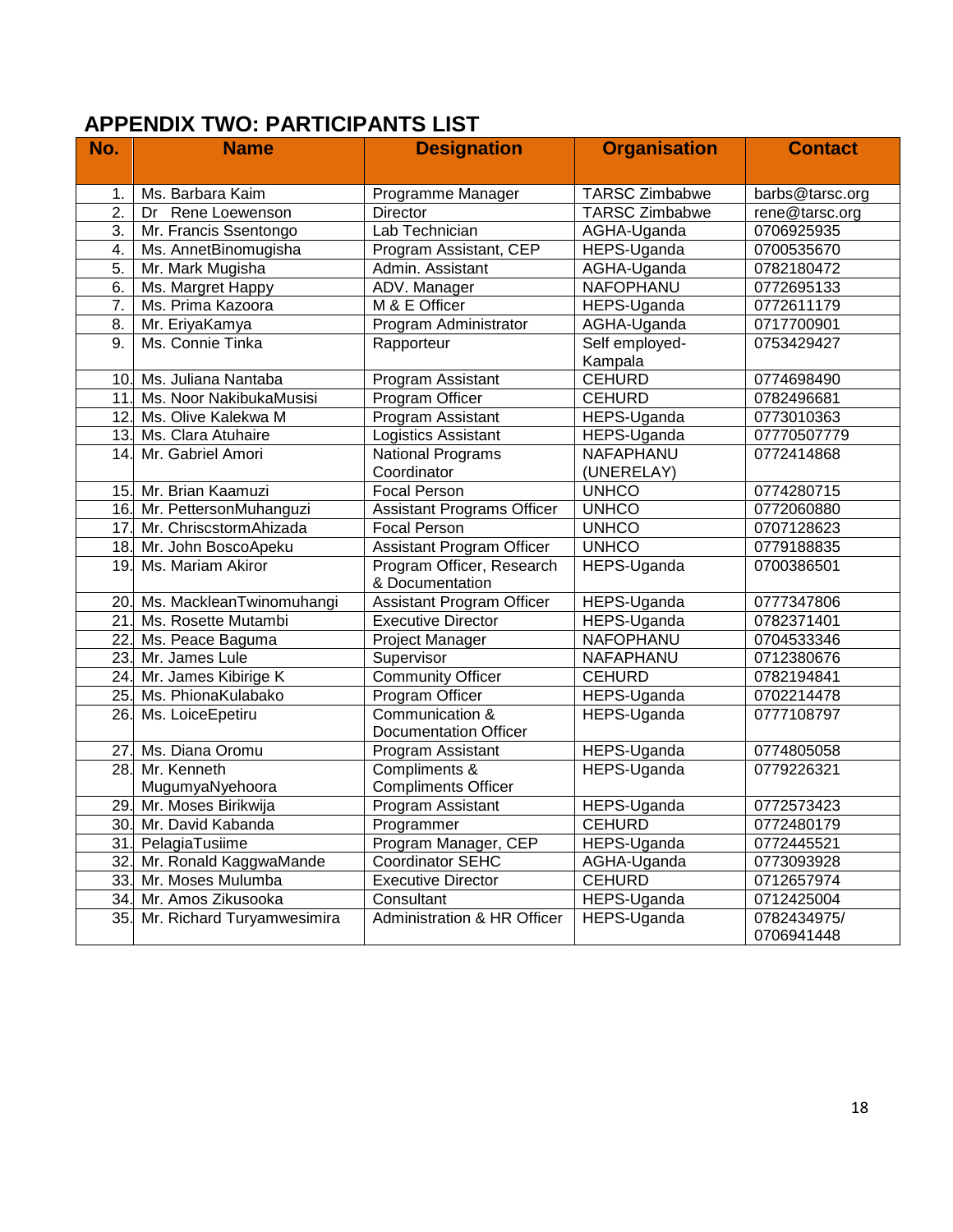## APPENDIX TWO: PARTICIPANTS LIST

| No. | Name | Designation | Organisation | Contact |
|---|---|---|---|---|
| 1. | Ms. Barbara Kaim | Programme Manager | TARSC Zimbabwe | barbs@tarsc.org |
| 2. | Dr Rene Loewenson | Director | TARSC Zimbabwe | rene@tarsc.org |
| 3. | Mr. Francis Ssentongo | Lab Technician | AGHA-Uganda | 0706925935 |
| 4. | Ms. AnnetBinomugisha | Program Assistant, CEP | HEPS-Uganda | 0700535670 |
| 5. | Mr. Mark Mugisha | Admin. Assistant | AGHA-Uganda | 0782180472 |
| 6. | Ms. Margret Happy | ADV. Manager | NAFOPHANU | 0772695133 |
| 7. | Ms. Prima Kazoora | M & E Officer | HEPS-Uganda | 0772611179 |
| 8. | Mr. EriyaKamya | Program Administrator | AGHA-Uganda | 0717700901 |
| 9. | Ms. Connie Tinka | Rapporteur | Self employed-Kampala | 0753429427 |
| 10. | Ms. Juliana Nantaba | Program Assistant | CEHURD | 0774698490 |
| 11. | Ms. Noor NakibukaMusisi | Program Officer | CEHURD | 0782496681 |
| 12. | Ms. Olive Kalekwa M | Program Assistant | HEPS-Uganda | 0773010363 |
| 13. | Ms. Clara Atuhaire | Logistics Assistant | HEPS-Uganda | 07770507779 |
| 14. | Mr. Gabriel Amori | National Programs Coordinator | NAFAPHANU (UNERELAY) | 0772414868 |
| 15. | Mr. Brian Kaamuzi | Focal Person | UNHCO | 0774280715 |
| 16. | Mr. PettersonMuhanguzi | Assistant Programs Officer | UNHCO | 0772060880 |
| 17. | Mr. ChriscstormAhizada | Focal Person | UNHCO | 0707128623 |
| 18. | Mr. John BoscoApeku | Assistant Program Officer | UNHCO | 0779188835 |
| 19. | Ms. Mariam Akiror | Program Officer, Research & Documentation | HEPS-Uganda | 0700386501 |
| 20. | Ms. MackleanTwinomuhangi | Assistant Program Officer | HEPS-Uganda | 0777347806 |
| 21. | Ms. Rosette Mutambi | Executive Director | HEPS-Uganda | 0782371401 |
| 22. | Ms. Peace Baguma | Project Manager | NAFOPHANU | 0704533346 |
| 23. | Mr. James Lule | Supervisor | NAFAPHANU | 0712380676 |
| 24. | Mr. James Kibirige K | Community Officer | CEHURD | 0782194841 |
| 25. | Ms. PhionaKulabako | Program Officer | HEPS-Uganda | 0702214478 |
| 26. | Ms. LoiceEpetiru | Communication & Documentation Officer | HEPS-Uganda | 0777108797 |
| 27. | Ms. Diana Oromu | Program Assistant | HEPS-Uganda | 0774805058 |
| 28. | Mr. Kenneth MugumyaNyehoora | Compliments & Compliments Officer | HEPS-Uganda | 0779226321 |
| 29. | Mr. Moses Birikwija | Program Assistant | HEPS-Uganda | 0772573423 |
| 30. | Mr. David Kabanda | Programmer | CEHURD | 0772480179 |
| 31. | PelagiaTusiime | Program Manager, CEP | HEPS-Uganda | 0772445521 |
| 32. | Mr. Ronald KaggwaMande | Coordinator SEHC | AGHA-Uganda | 0773093928 |
| 33. | Mr. Moses Mulumba | Executive Director | CEHURD | 0712657974 |
| 34. | Mr. Amos Zikusooka | Consultant | HEPS-Uganda | 0712425004 |
| 35. | Mr. Richard Turyamwesimira | Administration & HR Officer | HEPS-Uganda | 0782434975/ 0706941448 |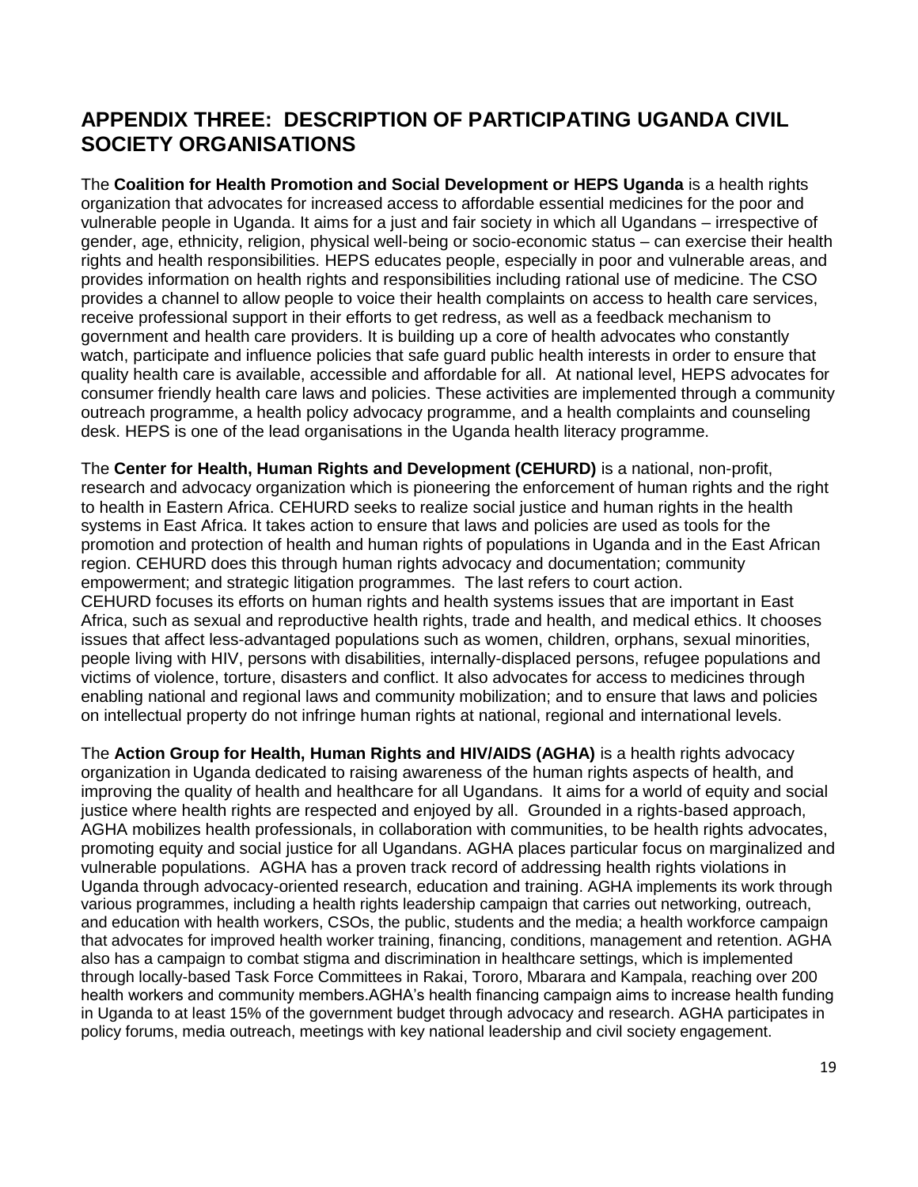## APPENDIX THREE: DESCRIPTION OF PARTICIPATING UGANDA CIVIL SOCIETY ORGANISATIONS

The **Coalition for Health Promotion and Social Development or HEPS Uganda** is a health rights organization that advocates for increased access to affordable essential medicines for the poor and vulnerable people in Uganda. It aims for a just and fair society in which all Ugandans – irrespective of gender, age, ethnicity, religion, physical well-being or socio-economic status – can exercise their health rights and health responsibilities. HEPS educates people, especially in poor and vulnerable areas, and provides information on health rights and responsibilities including rational use of medicine. The CSO provides a channel to allow people to voice their health complaints on access to health care services, receive professional support in their efforts to get redress, as well as a feedback mechanism to government and health care providers. It is building up a core of health advocates who constantly watch, participate and influence policies that safe guard public health interests in order to ensure that quality health care is available, accessible and affordable for all. At national level, HEPS advocates for consumer friendly health care laws and policies. These activities are implemented through a community outreach programme, a health policy advocacy programme, and a health complaints and counseling desk. HEPS is one of the lead organisations in the Uganda health literacy programme.

The **Center for Health, Human Rights and Development (CEHURD)** is a national, non-profit, research and advocacy organization which is pioneering the enforcement of human rights and the right to health in Eastern Africa. CEHURD seeks to realize social justice and human rights in the health systems in East Africa. It takes action to ensure that laws and policies are used as tools for the promotion and protection of health and human rights of populations in Uganda and in the East African region. CEHURD does this through human rights advocacy and documentation; community empowerment; and strategic litigation programmes. The last refers to court action.
CEHURD focuses its efforts on human rights and health systems issues that are important in East Africa, such as sexual and reproductive health rights, trade and health, and medical ethics. It chooses issues that affect less-advantaged populations such as women, children, orphans, sexual minorities, people living with HIV, persons with disabilities, internally-displaced persons, refugee populations and victims of violence, torture, disasters and conflict. It also advocates for access to medicines through enabling national and regional laws and community mobilization; and to ensure that laws and policies on intellectual property do not infringe human rights at national, regional and international levels.

The **Action Group for Health, Human Rights and HIV/AIDS (AGHA)** is a health rights advocacy organization in Uganda dedicated to raising awareness of the human rights aspects of health, and improving the quality of health and healthcare for all Ugandans. It aims for a world of equity and social justice where health rights are respected and enjoyed by all. Grounded in a rights-based approach, AGHA mobilizes health professionals, in collaboration with communities, to be health rights advocates, promoting equity and social justice for all Ugandans. AGHA places particular focus on marginalized and vulnerable populations. AGHA has a proven track record of addressing health rights violations in Uganda through advocacy-oriented research, education and training. AGHA implements its work through various programmes, including a health rights leadership campaign that carries out networking, outreach, and education with health workers, CSOs, the public, students and the media; a health workforce campaign that advocates for improved health worker training, financing, conditions, management and retention. AGHA also has a campaign to combat stigma and discrimination in healthcare settings, which is implemented through locally-based Task Force Committees in Rakai, Tororo, Mbarara and Kampala, reaching over 200 health workers and community members.AGHA's health financing campaign aims to increase health funding in Uganda to at least 15% of the government budget through advocacy and research. AGHA participates in policy forums, media outreach, meetings with key national leadership and civil society engagement.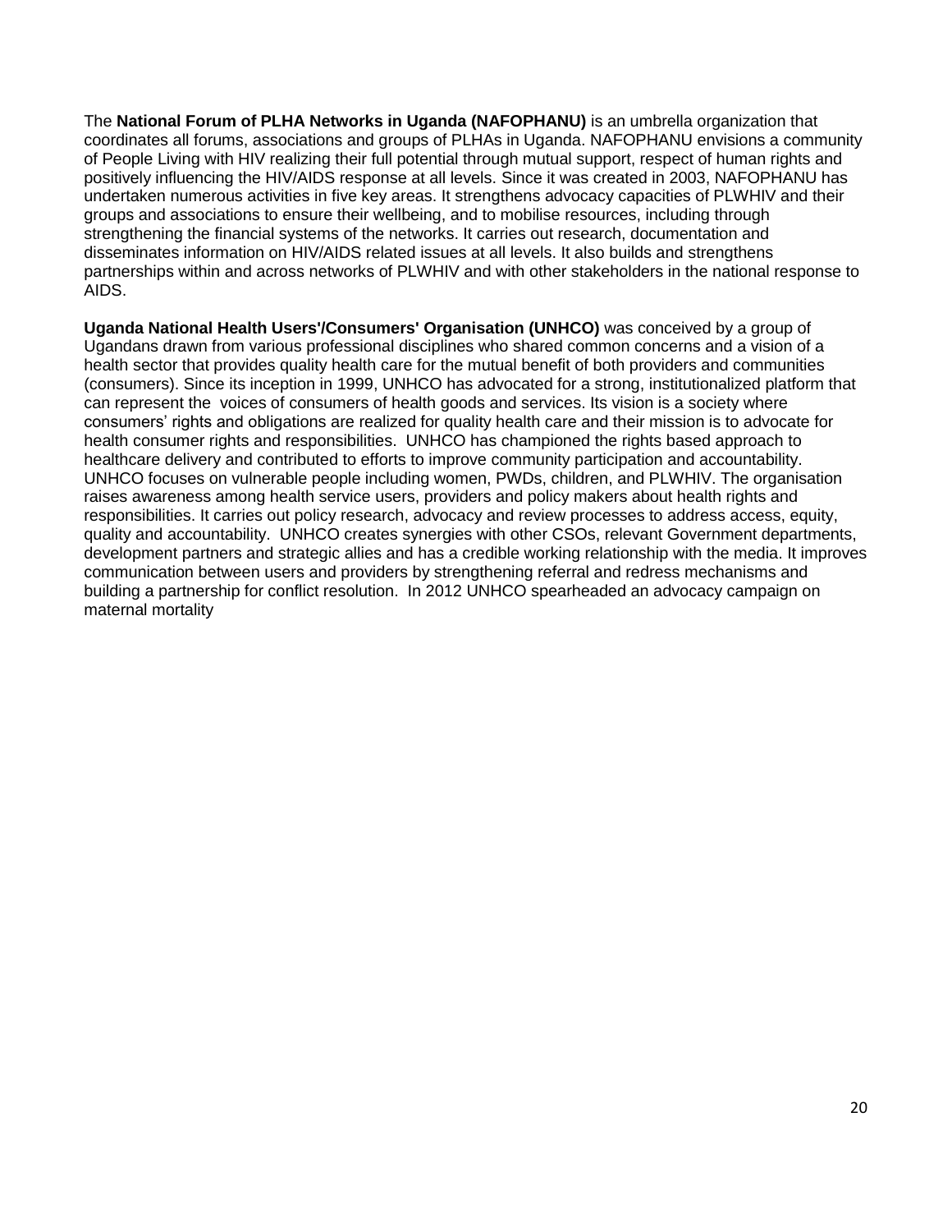The **National Forum of PLHA Networks in Uganda (NAFOPHANU)** is an umbrella organization that coordinates all forums, associations and groups of PLHAs in Uganda. NAFOPHANU envisions a community of People Living with HIV realizing their full potential through mutual support, respect of human rights and positively influencing the HIV/AIDS response at all levels. Since it was created in 2003, NAFOPHANU has undertaken numerous activities in five key areas. It strengthens advocacy capacities of PLWHIV and their groups and associations to ensure their wellbeing, and to mobilise resources, including through strengthening the financial systems of the networks. It carries out research, documentation and disseminates information on HIV/AIDS related issues at all levels. It also builds and strengthens partnerships within and across networks of PLWHIV and with other stakeholders in the national response to AIDS.

**Uganda National Health Users'/Consumers' Organisation (UNHCO)** was conceived by a group of Ugandans drawn from various professional disciplines who shared common concerns and a vision of a health sector that provides quality health care for the mutual benefit of both providers and communities (consumers). Since its inception in 1999, UNHCO has advocated for a strong, institutionalized platform that can represent the voices of consumers of health goods and services. Its vision is a society where consumers' rights and obligations are realized for quality health care and their mission is to advocate for health consumer rights and responsibilities. UNHCO has championed the rights based approach to healthcare delivery and contributed to efforts to improve community participation and accountability. UNHCO focuses on vulnerable people including women, PWDs, children, and PLWHIV. The organisation raises awareness among health service users, providers and policy makers about health rights and responsibilities. It carries out policy research, advocacy and review processes to address access, equity, quality and accountability. UNHCO creates synergies with other CSOs, relevant Government departments, development partners and strategic allies and has a credible working relationship with the media. It improves communication between users and providers by strengthening referral and redress mechanisms and building a partnership for conflict resolution. In 2012 UNHCO spearheaded an advocacy campaign on maternal mortality